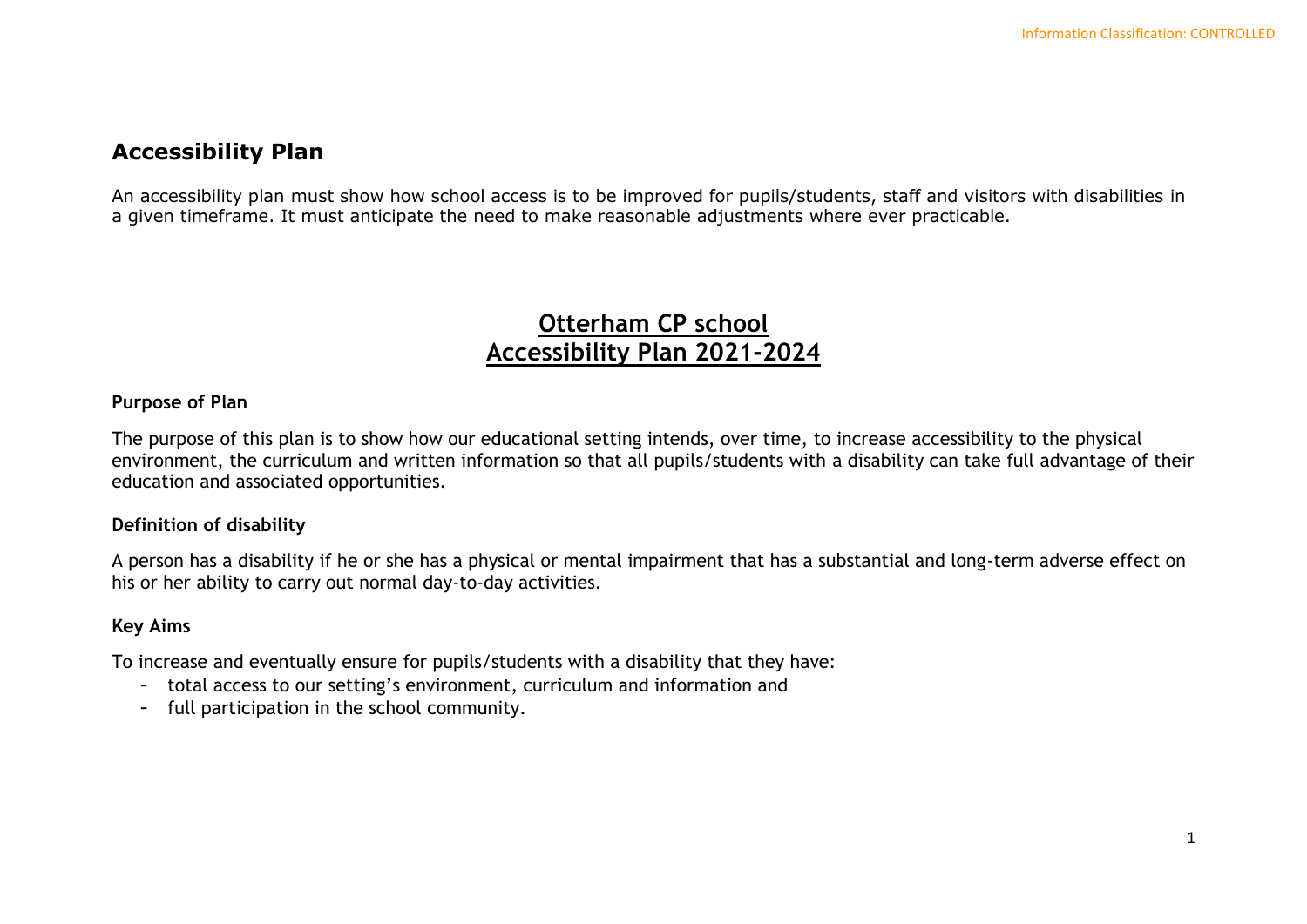## Accessibility Plan

An accessibility plan must show how school access is to be improved for pupils/students, staff and visitors with disabilities in a given timeframe. It must anticipate the need to make reasonable adjustments where ever practicable.

# Otterham CP school
# Accessibility Plan 2021-2024

### Purpose of Plan

The purpose of this plan is to show how our educational setting intends, over time, to increase accessibility to the physical environment, the curriculum and written information so that all pupils/students with a disability can take full advantage of their education and associated opportunities.

### Definition of disability

A person has a disability if he or she has a physical or mental impairment that has a substantial and long-term adverse effect on his or her ability to carry out normal day-to-day activities.

### Key Aims

To increase and eventually ensure for pupils/students with a disability that they have:

- total access to our setting's environment, curriculum and information and
- full participation in the school community.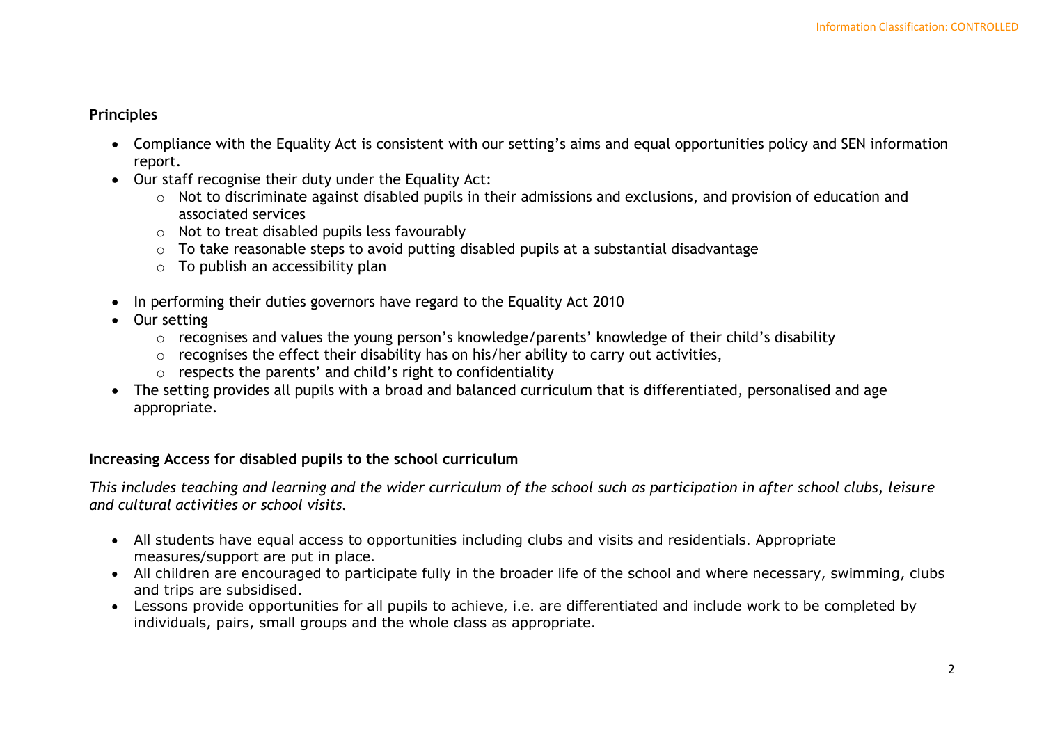## Principles

- Compliance with the Equality Act is consistent with our setting's aims and equal opportunities policy and SEN information report.
- Our staff recognise their duty under the Equality Act:
    - Not to discriminate against disabled pupils in their admissions and exclusions, and provision of education and associated services
    - Not to treat disabled pupils less favourably
    - To take reasonable steps to avoid putting disabled pupils at a substantial disadvantage
    - To publish an accessibility plan
- In performing their duties governors have regard to the Equality Act 2010
- Our setting
    - recognises and values the young person's knowledge/parents' knowledge of their child's disability
    - recognises the effect their disability has on his/her ability to carry out activities,
    - respects the parents' and child's right to confidentiality
- The setting provides all pupils with a broad and balanced curriculum that is differentiated, personalised and age appropriate.

## Increasing Access for disabled pupils to the school curriculum

*This includes teaching and learning and the wider curriculum of the school such as participation in after school clubs, leisure and cultural activities or school visits.*

- All students have equal access to opportunities including clubs and visits and residentials. Appropriate measures/support are put in place.
- All children are encouraged to participate fully in the broader life of the school and where necessary, swimming, clubs and trips are subsidised.
- Lessons provide opportunities for all pupils to achieve, i.e. are differentiated and include work to be completed by individuals, pairs, small groups and the whole class as appropriate.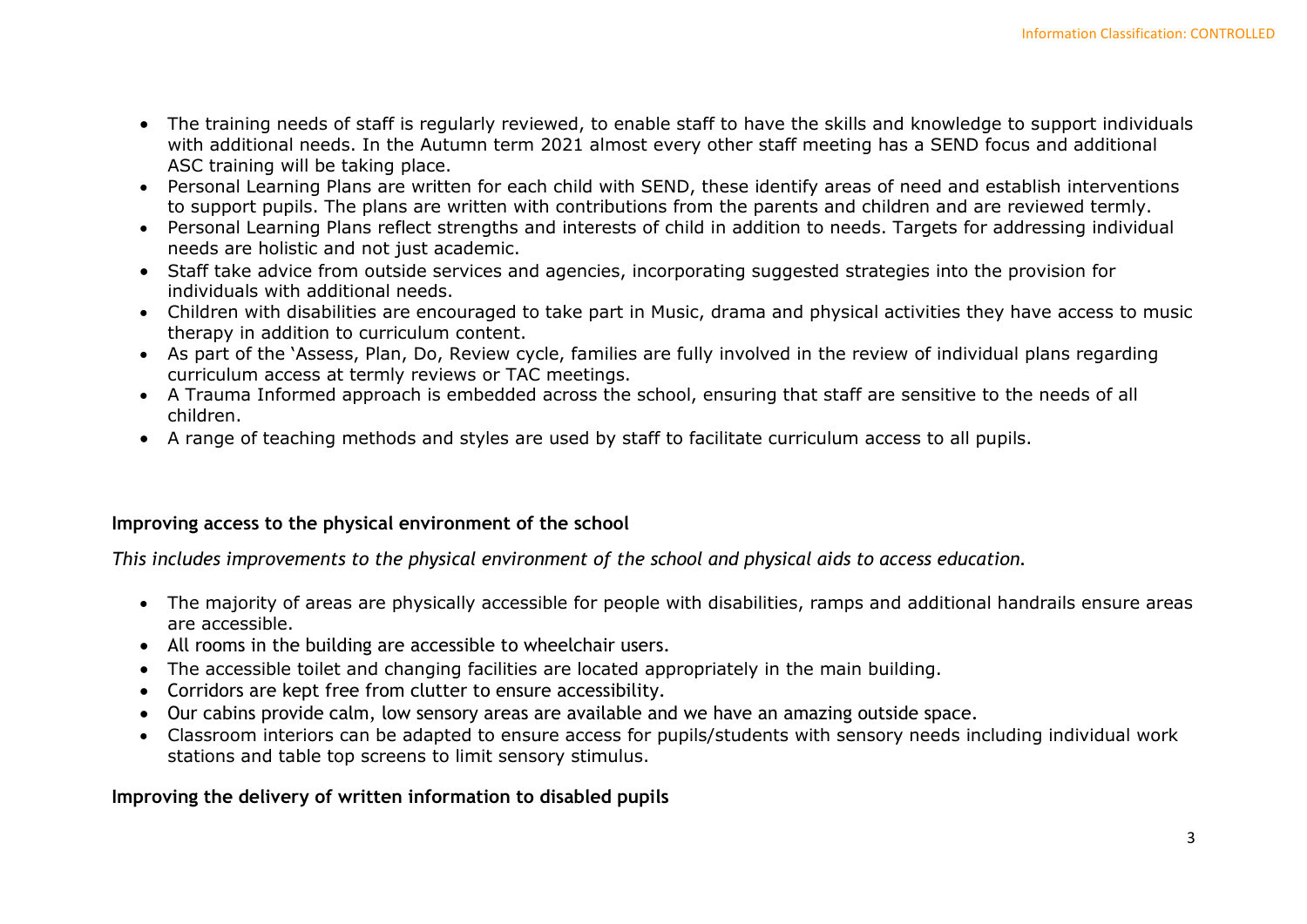- The training needs of staff is regularly reviewed, to enable staff to have the skills and knowledge to support individuals with additional needs. In the Autumn term 2021 almost every other staff meeting has a SEND focus and additional ASC training will be taking place.
- Personal Learning Plans are written for each child with SEND, these identify areas of need and establish interventions to support pupils. The plans are written with contributions from the parents and children and are reviewed termly.
- Personal Learning Plans reflect strengths and interests of child in addition to needs. Targets for addressing individual needs are holistic and not just academic.
- Staff take advice from outside services and agencies, incorporating suggested strategies into the provision for individuals with additional needs.
- Children with disabilities are encouraged to take part in Music, drama and physical activities they have access to music therapy in addition to curriculum content.
- As part of the 'Assess, Plan, Do, Review cycle, families are fully involved in the review of individual plans regarding curriculum access at termly reviews or TAC meetings.
- A Trauma Informed approach is embedded across the school, ensuring that staff are sensitive to the needs of all children.
- A range of teaching methods and styles are used by staff to facilitate curriculum access to all pupils.

**Improving access to the physical environment of the school**

*This includes improvements to the physical environment of the school and physical aids to access education.*

- The majority of areas are physically accessible for people with disabilities, ramps and additional handrails ensure areas are accessible.
- All rooms in the building are accessible to wheelchair users.
- The accessible toilet and changing facilities are located appropriately in the main building.
- Corridors are kept free from clutter to ensure accessibility.
- Our cabins provide calm, low sensory areas are available and we have an amazing outside space.
- Classroom interiors can be adapted to ensure access for pupils/students with sensory needs including individual work stations and table top screens to limit sensory stimulus.

**Improving the delivery of written information to disabled pupils**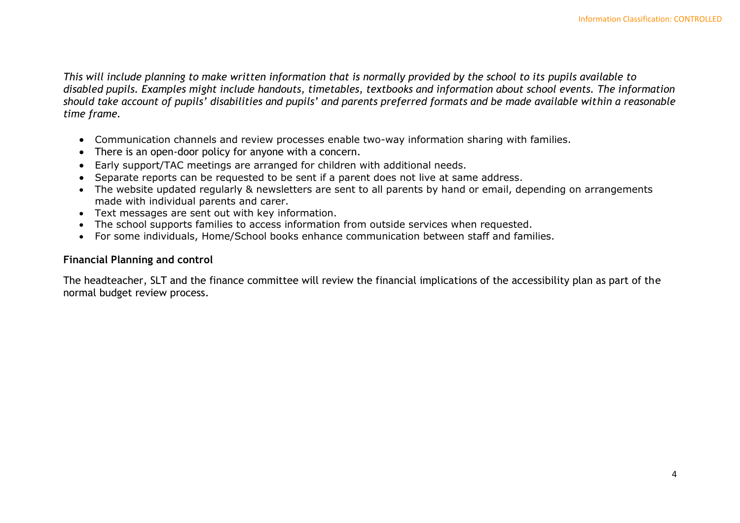*This will include planning to make written information that is normally provided by the school to its pupils available to disabled pupils. Examples might include handouts, timetables, textbooks and information about school events. The information should take account of pupils' disabilities and pupils' and parents preferred formats and be made available within a reasonable time frame.*

- Communication channels and review processes enable two-way information sharing with families.
- There is an open-door policy for anyone with a concern.
- Early support/TAC meetings are arranged for children with additional needs.
- Separate reports can be requested to be sent if a parent does not live at same address.
- The website updated regularly & newsletters are sent to all parents by hand or email, depending on arrangements made with individual parents and carer.
- Text messages are sent out with key information.
- The school supports families to access information from outside services when requested.
- For some individuals, Home/School books enhance communication between staff and families.

**Financial Planning and control**

The headteacher, SLT and the finance committee will review the financial implications of the accessibility plan as part of the normal budget review process.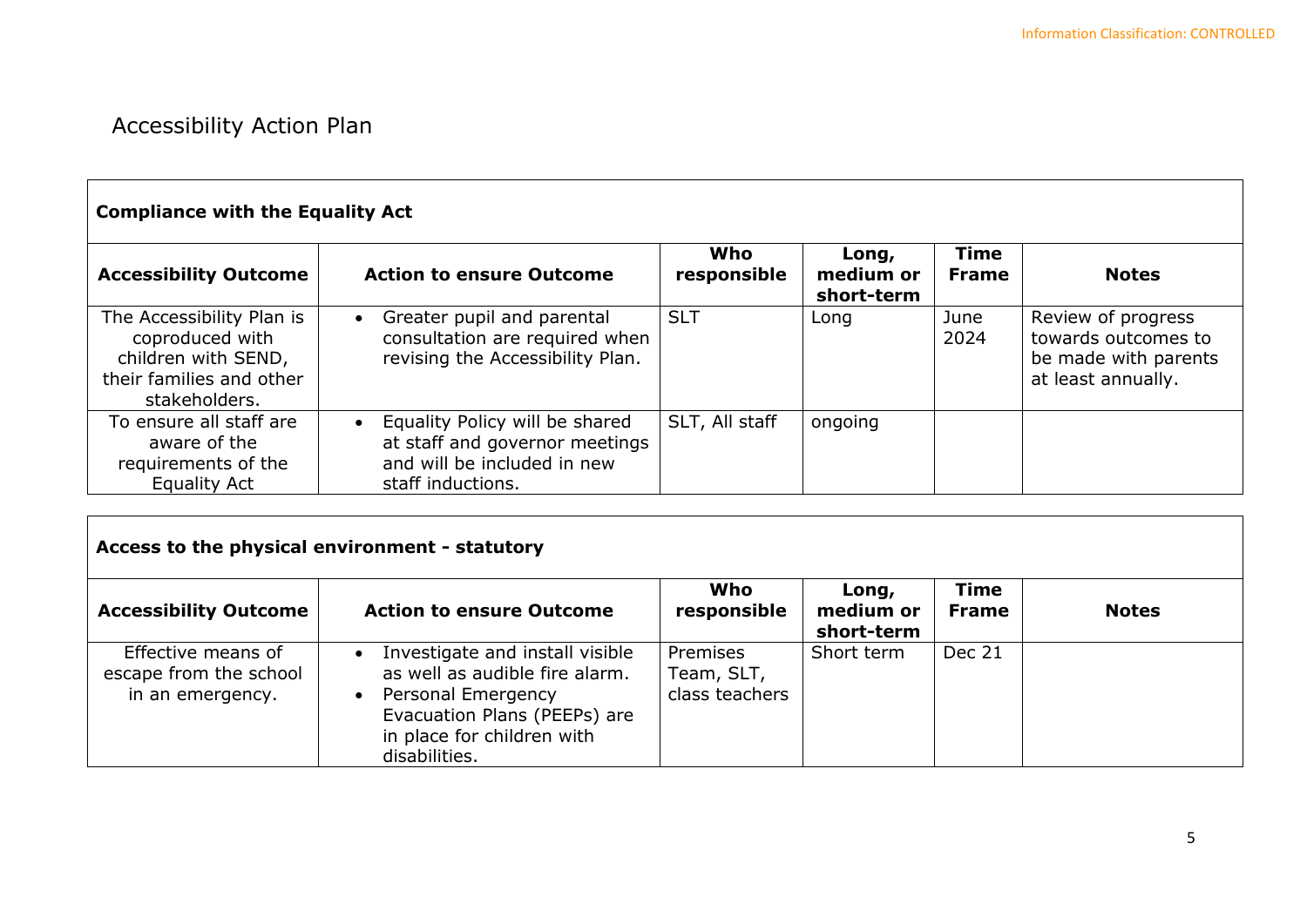# Accessibility Action Plan

| **Compliance with the Equality Act** | | | | | |
|---|---|---|---|---|---|
| **Accessibility Outcome** | **Action to ensure Outcome** | **Who responsible** | **Long, medium or short-term** | **Time Frame** | **Notes** |
| The Accessibility Plan is coproduced with children with SEND, their families and other stakeholders. | • Greater pupil and parental consultation are required when revising the Accessibility Plan. | SLT | Long | June 2024 | Review of progress towards outcomes to be made with parents at least annually. |
| To ensure all staff are aware of the requirements of the Equality Act | • Equality Policy will be shared at staff and governor meetings and will be included in new staff inductions. | SLT, All staff | ongoing | | |

| **Access to the physical environment - statutory** | | | | | |
|---|---|---|---|---|---|
| **Accessibility Outcome** | **Action to ensure Outcome** | **Who responsible** | **Long, medium or short-term** | **Time Frame** | **Notes** |
| Effective means of escape from the school in an emergency. | • Investigate and install visible as well as audible fire alarm.<br>• Personal Emergency Evacuation Plans (PEEPs) are in place for children with disabilities. | Premises Team, SLT, class teachers | Short term | Dec 21 | |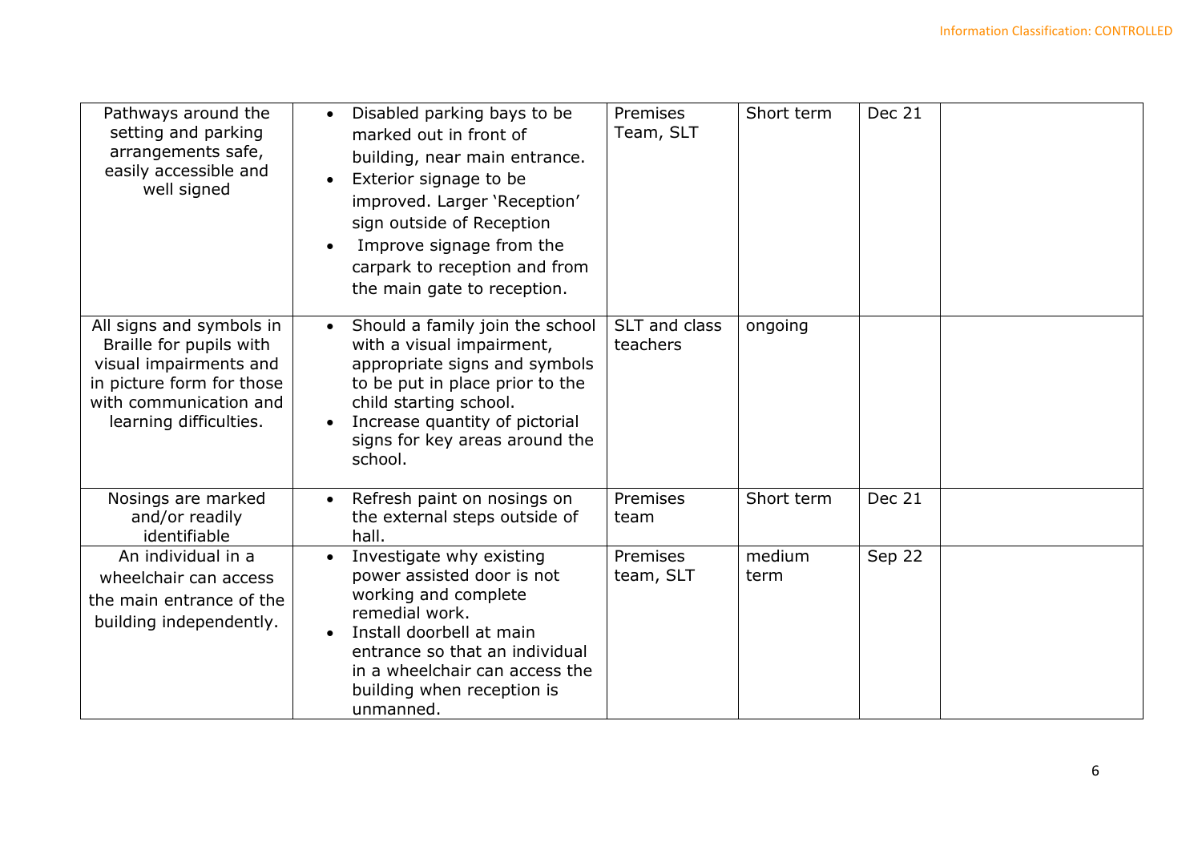| | | | | | |
|---|---|---|---|---|---|
| Pathways around the setting and parking arrangements safe, easily accessible and well signed | • Disabled parking bays to be marked out in front of building, near main entrance.<br>• Exterior signage to be improved. Larger 'Reception' sign outside of Reception<br>• Improve signage from the carpark to reception and from the main gate to reception. | Premises Team, SLT | Short term | Dec 21 | |
| All signs and symbols in Braille for pupils with visual impairments and in picture form for those with communication and learning difficulties. | • Should a family join the school with a visual impairment, appropriate signs and symbols to be put in place prior to the child starting school.<br>• Increase quantity of pictorial signs for key areas around the school. | SLT and class teachers | ongoing | | |
| Nosings are marked and/or readily identifiable | • Refresh paint on nosings on the external steps outside of hall. | Premises team | Short term | Dec 21 | |
| An individual in a wheelchair can access the main entrance of the building independently. | • Investigate why existing power assisted door is not working and complete remedial work.<br>• Install doorbell at main entrance so that an individual in a wheelchair can access the building when reception is unmanned. | Premises team, SLT | medium term | Sep 22 | |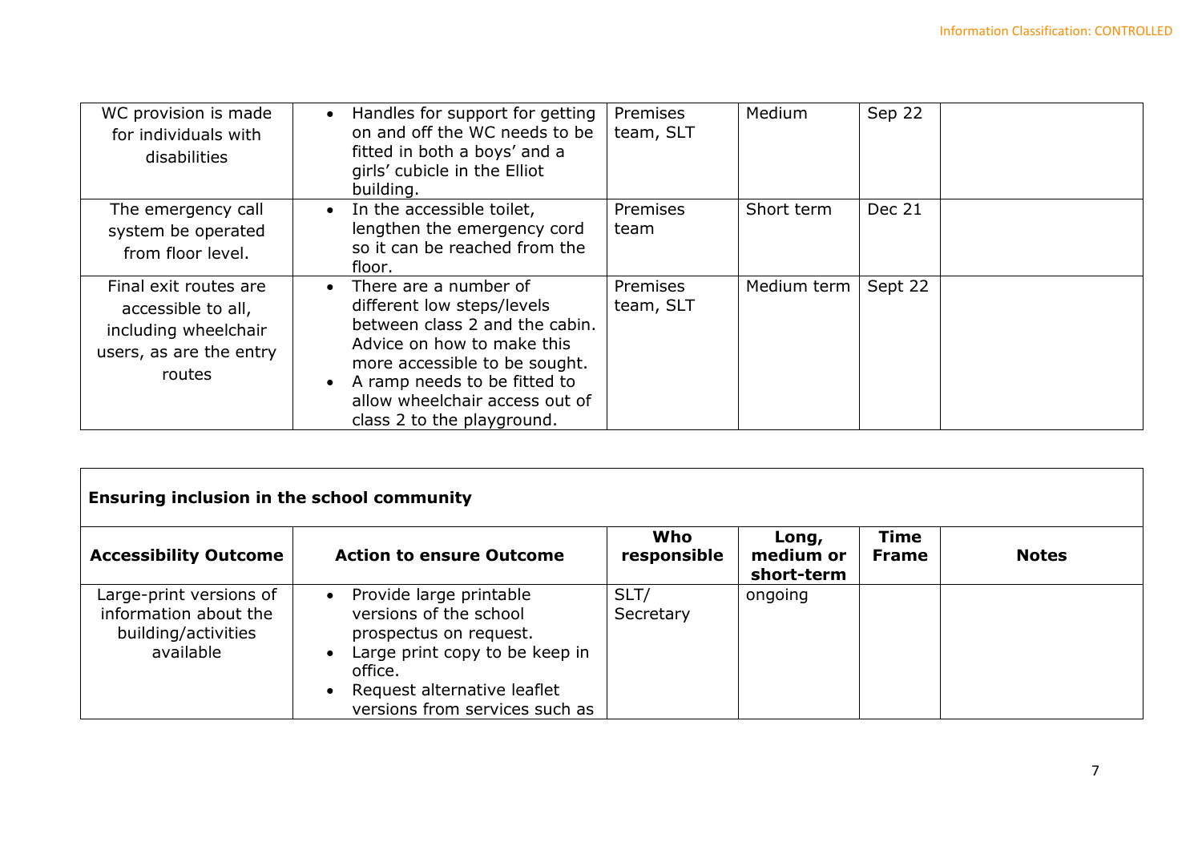| | | | | | |
|---|---|---|---|---|---|
| WC provision is made for individuals with disabilities | • Handles for support for getting on and off the WC needs to be fitted in both a boys' and a girls' cubicle in the Elliot building. | Premises team, SLT | Medium | Sep 22 | |
| The emergency call system be operated from floor level. | • In the accessible toilet, lengthen the emergency cord so it can be reached from the floor. | Premises team | Short term | Dec 21 | |
| Final exit routes are accessible to all, including wheelchair users, as are the entry routes | • There are a number of different low steps/levels between class 2 and the cabin. Advice on how to make this more accessible to be sought.<br>• A ramp needs to be fitted to allow wheelchair access out of class 2 to the playground. | Premises team, SLT | Medium term | Sept 22 | |

| **Ensuring inclusion in the school community** | | | | | |
|---|---|---|---|---|---|
| **Accessibility Outcome** | **Action to ensure Outcome** | **Who responsible** | **Long, medium or short-term** | **Time Frame** | **Notes** |
| Large-print versions of information about the building/activities available | • Provide large printable versions of the school prospectus on request.<br>• Large print copy to be keep in office.<br>• Request alternative leaflet versions from services such as | SLT/ Secretary | ongoing | | |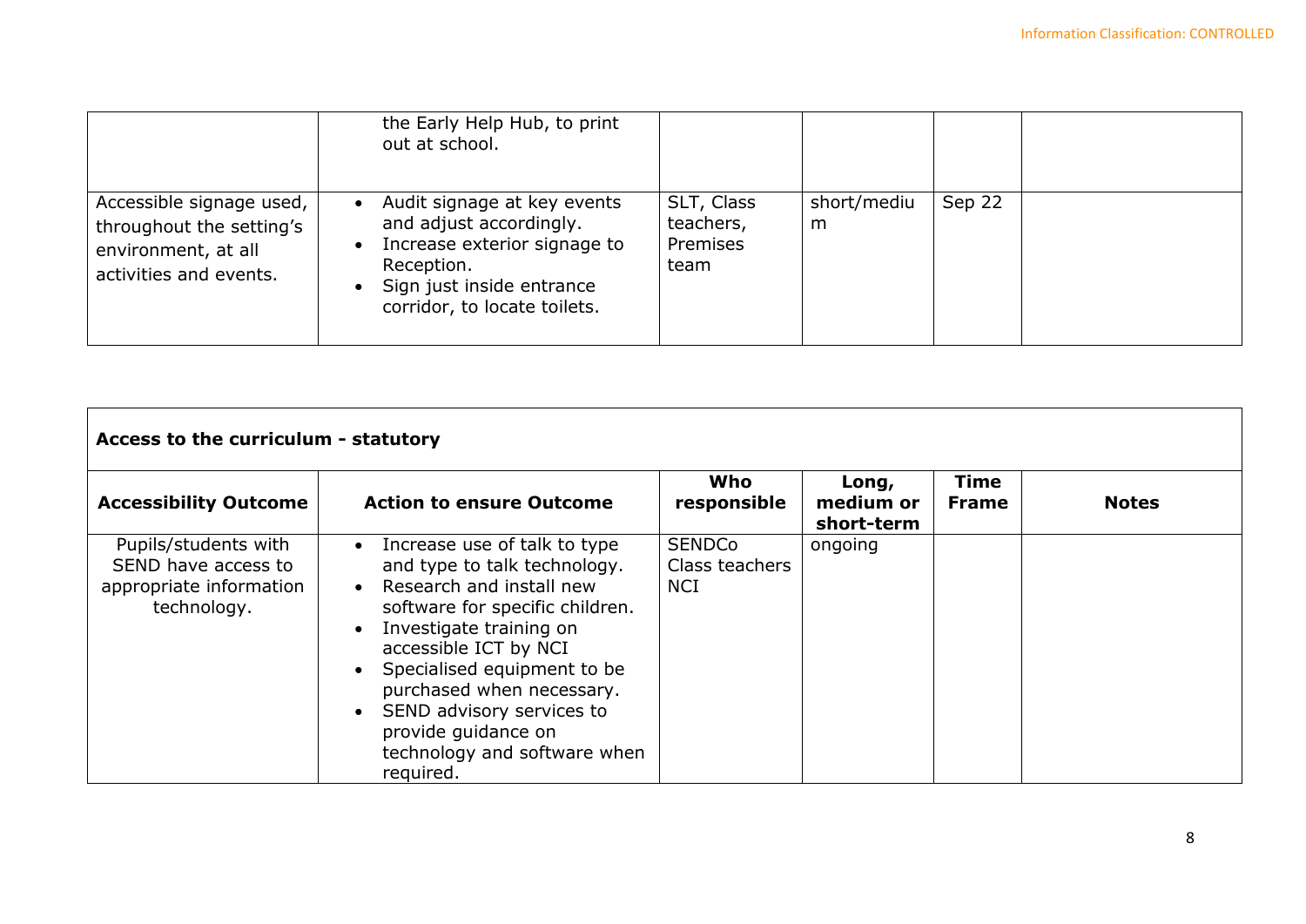| | | | | | |
|---|---|---|---|---|---|
| | the Early Help Hub, to print out at school. | | | | |
| Accessible signage used, throughout the setting's environment, at all activities and events. | • Audit signage at key events and adjust accordingly.<br>• Increase exterior signage to Reception.<br>• Sign just inside entrance corridor, to locate toilets. | SLT, Class teachers, Premises team | short/medium | Sep 22 | |

**Access to the curriculum - statutory**

| Accessibility Outcome | Action to ensure Outcome | Who responsible | Long, medium or short-term | Time Frame | Notes |
|---|---|---|---|---|---|
| Pupils/students with SEND have access to appropriate information technology. | • Increase use of talk to type and type to talk technology.<br>• Research and install new software for specific children.<br>• Investigate training on accessible ICT by NCI<br>• Specialised equipment to be purchased when necessary.<br>• SEND advisory services to provide guidance on technology and software when required. | SENDCo<br>Class teachers<br>NCI | ongoing | | |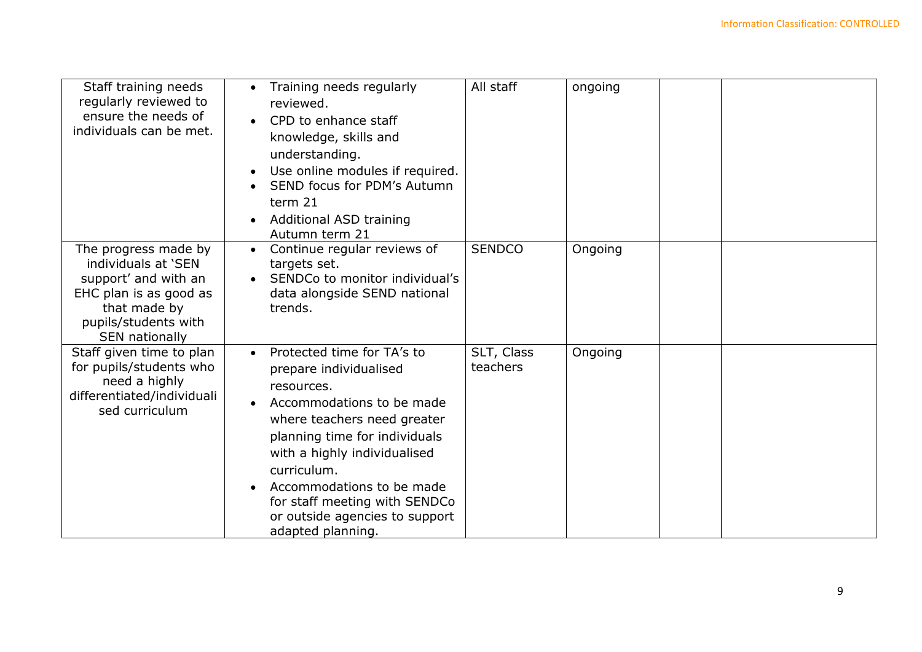| | | | | | |
|---|---|---|---|---|---|
| Staff training needs regularly reviewed to ensure the needs of individuals can be met. | • Training needs regularly reviewed.<br>• CPD to enhance staff knowledge, skills and understanding.<br>• Use online modules if required.<br>• SEND focus for PDM's Autumn term 21<br>• Additional ASD training Autumn term 21 | All staff | ongoing | | |
| The progress made by individuals at 'SEN support' and with an EHC plan is as good as that made by pupils/students with SEN nationally | • Continue regular reviews of targets set.<br>• SENDCo to monitor individual's data alongside SEND national trends. | SENDCO | Ongoing | | |
| Staff given time to plan for pupils/students who need a highly differentiated/individualised curriculum | • Protected time for TA's to prepare individualised resources.<br>• Accommodations to be made where teachers need greater planning time for individuals with a highly individualised curriculum.<br>• Accommodations to be made for staff meeting with SENDCo or outside agencies to support adapted planning. | SLT, Class teachers | Ongoing | | |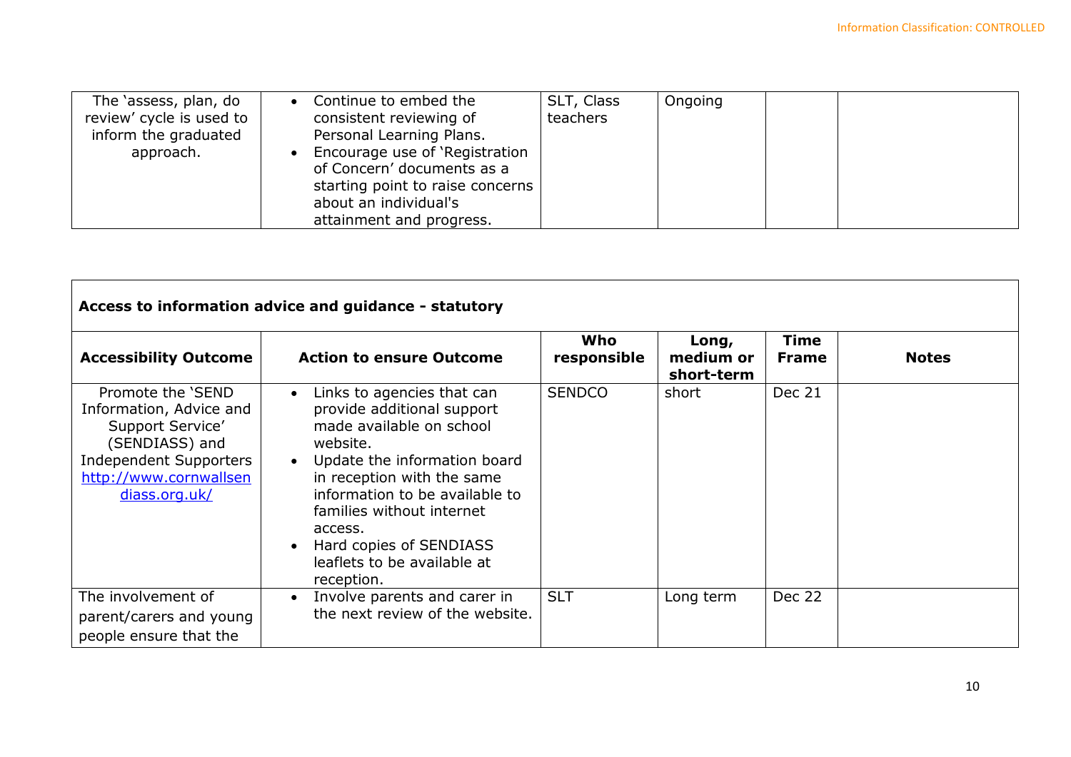| | | | | | |
|---|---|---|---|---|---|
| The 'assess, plan, do review' cycle is used to inform the graduated approach. | • Continue to embed the consistent reviewing of Personal Learning Plans.<br>• Encourage use of 'Registration of Concern' documents as a starting point to raise concerns about an individual's attainment and progress. | SLT, Class teachers | Ongoing | | |

**Access to information advice and guidance - statutory**

| Accessibility Outcome | Action to ensure Outcome | Who responsible | Long, medium or short-term | Time Frame | Notes |
|---|---|---|---|---|---|
| Promote the 'SEND Information, Advice and Support Service' (SENDIASS) and Independent Supporters http://www.cornwallsendiass.org.uk/ | • Links to agencies that can provide additional support made available on school website.<br>• Update the information board in reception with the same information to be available to families without internet access.<br>• Hard copies of SENDIASS leaflets to be available at reception. | SENDCO | short | Dec 21 | |
| The involvement of parent/carers and young people ensure that the | • Involve parents and carer in the next review of the website. | SLT | Long term | Dec 22 | |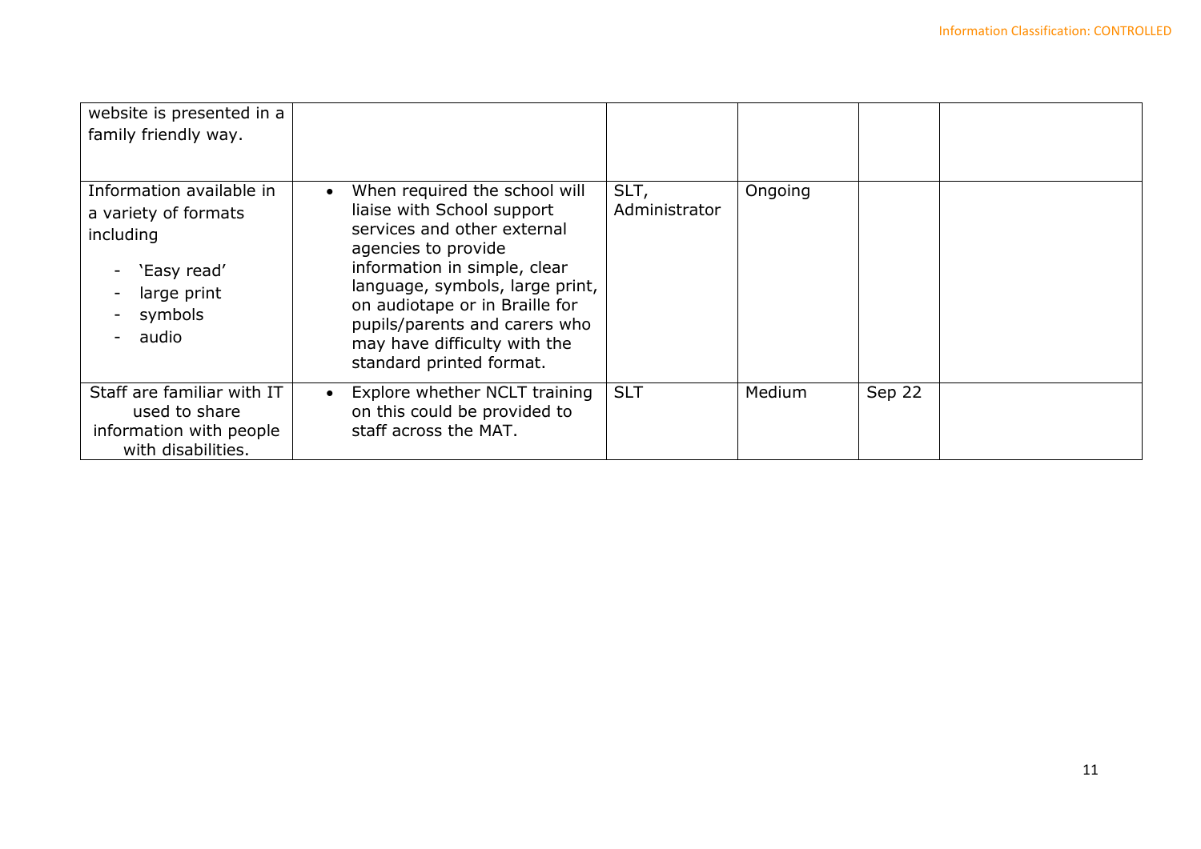| | | | | | |
|---|---|---|---|---|---|
| website is presented in a family friendly way. | | | | | |
| Information available in a variety of formats including<br>- 'Easy read'<br>- large print<br>- symbols<br>- audio | • When required the school will liaise with School support services and other external agencies to provide information in simple, clear language, symbols, large print, on audiotape or in Braille for pupils/parents and carers who may have difficulty with the standard printed format. | SLT, Administrator | Ongoing | | |
| Staff are familiar with IT used to share information with people with disabilities. | • Explore whether NCLT training on this could be provided to staff across the MAT. | SLT | Medium | Sep 22 | |